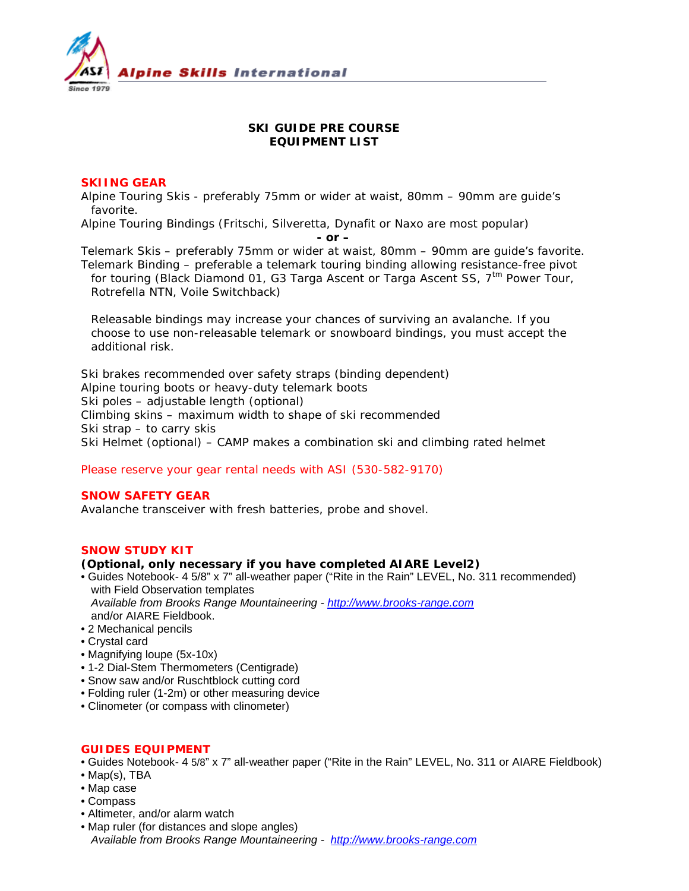Alpine Skills International

Since 1979

**SKI GUIDE PRE COURSE**
**EQUIPMENT LIST**

## SKIING GEAR

Alpine Touring Skis - preferably 75mm or wider at waist, 80mm – 90mm are guide's favorite.

Alpine Touring Bindings (Fritschi, Silveretta, Dynafit or Naxo are most popular)

**- or –**

Telemark Skis – preferably 75mm or wider at waist, 80mm – 90mm are guide's favorite.

Telemark Binding – preferable a telemark touring binding allowing resistance-free pivot for touring (Black Diamond 01, G3 Targa Ascent or Targa Ascent SS, 7[tm] Power Tour, Rotrefella NTN, Voile Switchback)

Releasable bindings may increase your chances of surviving an avalanche. If you choose to use non-releasable telemark or snowboard bindings, you must accept the additional risk.

Ski brakes recommended over safety straps (binding dependent)
Alpine touring boots or heavy-duty telemark boots
Ski poles – adjustable length (optional)
Climbing skins – maximum width to shape of ski recommended
Ski strap – to carry skis
Ski Helmet (optional) – CAMP makes a combination ski and climbing rated helmet

Please reserve your gear rental needs with ASI (530-582-9170)

## SNOW SAFETY GEAR

Avalanche transceiver with fresh batteries, probe and shovel.

## SNOW STUDY KIT

**(Optional, only necessary if you have completed AIARE Level2)**

- Guides Notebook- 4 5/8" x 7" all-weather paper ("Rite in the Rain" LEVEL, No. 311 recommended) with Field Observation templates
  *Available from Brooks Range Mountaineering - http://www.brooks-range.com*
  and/or AIARE Fieldbook.
- 2 Mechanical pencils
- Crystal card
- Magnifying loupe (5x-10x)
- 1-2 Dial-Stem Thermometers (Centigrade)
- Snow saw and/or Ruschtblock cutting cord
- Folding ruler (1-2m) or other measuring device
- Clinometer (or compass with clinometer)

## GUIDES EQUIPMENT

- Guides Notebook- 4 5/8" x 7" all-weather paper ("Rite in the Rain" LEVEL, No. 311 or AIARE Fieldbook)
- Map(s), TBA
- Map case
- Compass
- Altimeter, and/or alarm watch
- Map ruler (for distances and slope angles)
  *Available from Brooks Range Mountaineering - http://www.brooks-range.com*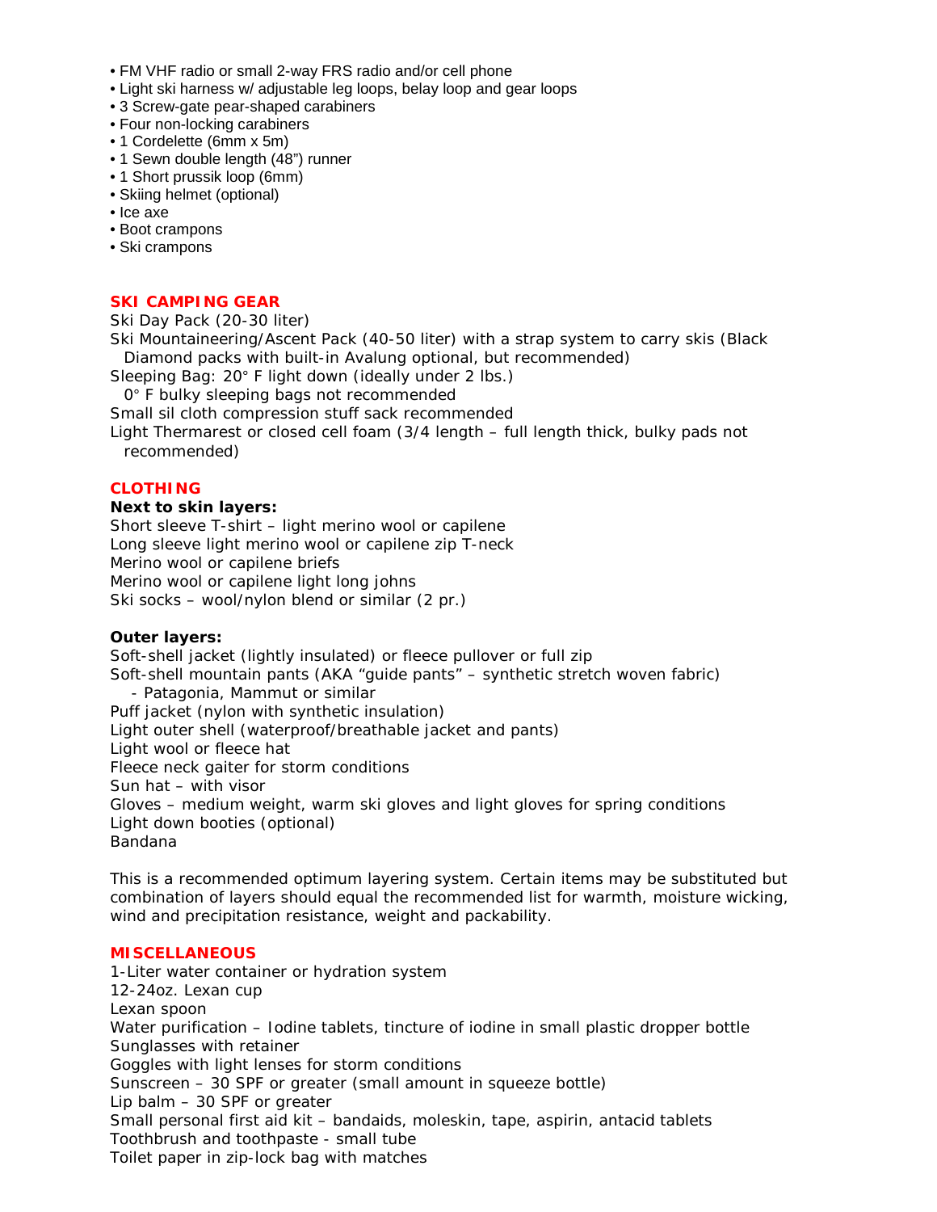- FM VHF radio or small 2-way FRS radio and/or cell phone
- Light ski harness w/ adjustable leg loops, belay loop and gear loops
- 3 Screw-gate pear-shaped carabiners
- Four non-locking carabiners
- 1 Cordelette (6mm x 5m)
- 1 Sewn double length (48") runner
- 1 Short prussik loop (6mm)
- Skiing helmet (optional)
- Ice axe
- Boot crampons
- Ski crampons

## SKI CAMPING GEAR

Ski Day Pack (20-30 liter)
Ski Mountaineering/Ascent Pack (40-50 liter) with a strap system to carry skis (Black Diamond packs with built-in Avalung optional, but recommended)
Sleeping Bag: 20° F light down (ideally under 2 lbs.)
0° F bulky sleeping bags not recommended
Small sil cloth compression stuff sack recommended
Light Thermarest or closed cell foam (3/4 length – full length thick, bulky pads not recommended)

## CLOTHING

**Next to skin layers:**
Short sleeve T-shirt – light merino wool or capilene
Long sleeve light merino wool or capilene zip T-neck
Merino wool or capilene briefs
Merino wool or capilene light long johns
Ski socks – wool/nylon blend or similar (2 pr.)

**Outer layers:**
Soft-shell jacket (lightly insulated) or fleece pullover or full zip
Soft-shell mountain pants (AKA "guide pants" – synthetic stretch woven fabric)
- Patagonia, Mammut or similar

Puff jacket (nylon with synthetic insulation)
Light outer shell (waterproof/breathable jacket and pants)
Light wool or fleece hat
Fleece neck gaiter for storm conditions
Sun hat – with visor
Gloves – medium weight, warm ski gloves and light gloves for spring conditions
Light down booties (optional)
Bandana

This is a recommended optimum layering system. Certain items may be substituted but combination of layers should equal the recommended list for warmth, moisture wicking, wind and precipitation resistance, weight and packability.

## MISCELLANEOUS

1-Liter water container or hydration system
12-24oz. Lexan cup
Lexan spoon
Water purification – Iodine tablets, tincture of iodine in small plastic dropper bottle
Sunglasses with retainer
Goggles with light lenses for storm conditions
Sunscreen – 30 SPF or greater (small amount in squeeze bottle)
Lip balm – 30 SPF or greater
Small personal first aid kit – bandaids, moleskin, tape, aspirin, antacid tablets
Toothbrush and toothpaste - small tube
Toilet paper in zip-lock bag with matches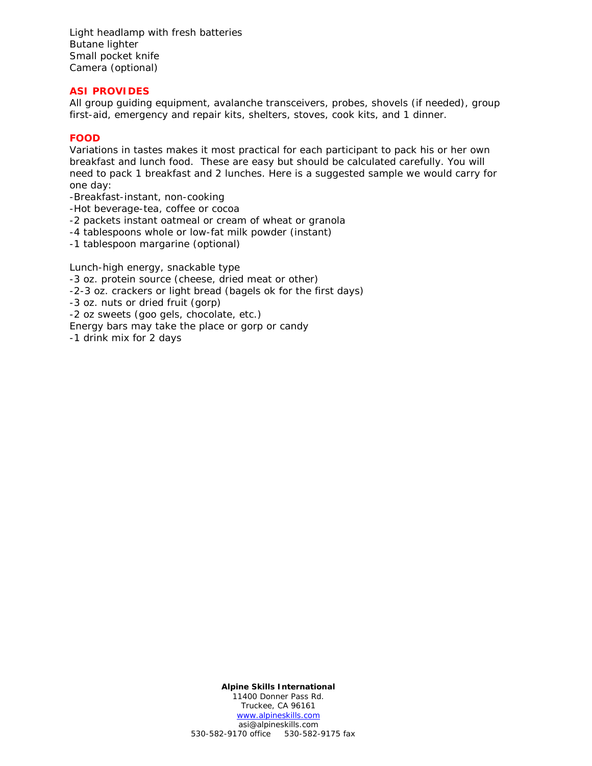Light headlamp with fresh batteries
Butane lighter
Small pocket knife
Camera (optional)

## ASI PROVIDES

All group guiding equipment, avalanche transceivers, probes, shovels (if needed), group first-aid, emergency and repair kits, shelters, stoves, cook kits, and 1 dinner.

## FOOD

Variations in tastes makes it most practical for each participant to pack his or her own breakfast and lunch food.  These are easy but should be calculated carefully. You will need to pack 1 breakfast and 2 lunches. Here is a suggested sample we would carry for one day:

-Breakfast-instant, non-cooking
-Hot beverage-tea, coffee or cocoa
-2 packets instant oatmeal or cream of wheat or granola
-4 tablespoons whole or low-fat milk powder (instant)
-1 tablespoon margarine (optional)

Lunch-high energy, snackable type
-3 oz. protein source (cheese, dried meat or other)
-2-3 oz. crackers or light bread (bagels ok for the first days)
-3 oz. nuts or dried fruit (gorp)
-2 oz sweets (goo gels, chocolate, etc.)
Energy bars may take the place or gorp or candy
-1 drink mix for 2 days

**Alpine Skills International**
11400 Donner Pass Rd.
Truckee, CA 96161
www.alpineskills.com
asi@alpineskills.com
530-582-9170 office     530-582-9175 fax